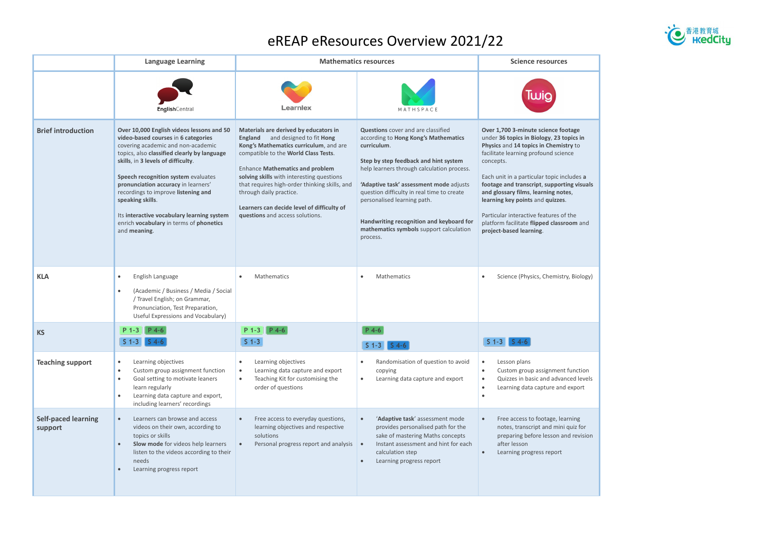# eREAP eResources Overview 2021/22

| | Language Learning | Mathematics resources | | Science resources |
|---|---|---|---|---|
| | EnglishCentral | Learnlex | MATHSPACE | Twig |
| **Brief introduction** | **Over 10,000 English videos lessons and 50 video-based courses** in **6 categories** covering academic and non-academic topics, also **classified clearly by language skills**, in **3 levels of difficulty**.<br><br>**Speech recognition system** evaluates **pronunciation accuracy** in learners' recordings to improve **listening and speaking skills**.<br><br>Its **interactive vocabulary learning system** enrich **vocabulary** in terms of **phonetics** and **meaning**. | **Materials are derived by educators in England** and designed to fit **Hong Kong's Mathematics curriculum**, and are compatible to the **World Class Tests**.<br><br>Enhance **Mathematics and problem solving skills** with interesting questions that requires high-order thinking skills, and through daily practice.<br><br>**Learners can decide level of difficulty of questions** and access solutions. | **Questions** cover and are classified according to **Hong Kong's Mathematics curriculum**.<br><br>**Step by step feedback and hint system** help learners through calculation process.<br><br>**'Adaptive task' assessment mode** adjusts question difficulty in real time to create personalised learning path.<br><br>**Handwriting recognition and keyboard for mathematics symbols** support calculation process. | **Over 1,700 3-minute science footage** under **36 topics in Biology, 23 topics in Physics** and **14 topics in Chemistry** to facilitate learning profound science concepts.<br><br>Each unit in a particular topic includes **a footage and transcript, supporting visuals and glossary films, learning notes, learning key points** and **quizzes**.<br><br>Particular interactive features of the platform facilitate **flipped classroom** and **project-based learning**. |
| **KLA** | • English Language<br>• (Academic / Business / Media / Social / Travel English; on Grammar, Pronunciation, Test Preparation, Useful Expressions and Vocabulary) | • Mathematics | • Mathematics | • Science (Physics, Chemistry, Biology) |
| **KS** | P 1-3, P 4-6, S 1-3, S 4-6 | P 1-3, P 4-6, S 1-3 | P 4-6, S 1-3, S 4-6 | S 1-3, S 4-6 |
| **Teaching support** | • Learning objectives<br>• Custom group assignment function<br>• Goal setting to motivate leaners learn regularly<br>• Learning data capture and export, including learners' recordings | • Learning objectives<br>• Learning data capture and export<br>• Teaching Kit for customising the order of questions | • Randomisation of question to avoid copying<br>• Learning data capture and export | • Lesson plans<br>• Custom group assignment function<br>• Quizzes in basic and advanced levels<br>• Learning data capture and export |
| **Self-paced learning support** | • Learners can browse and access videos on their own, according to topics or skills<br>• **Slow mode** for videos help learners listen to the videos according to their needs<br>• Learning progress report | • Free access to everyday questions, learning objectives and respective solutions<br>• Personal progress report and analysis | • '**Adaptive task**' assessment mode provides personalised path for the sake of mastering Maths concepts<br>• Instant assessment and hint for each calculation step<br>• Learning progress report | • Free access to footage, learning notes, transcript and mini quiz for preparing before lesson and revision after lesson<br>• Learning progress report |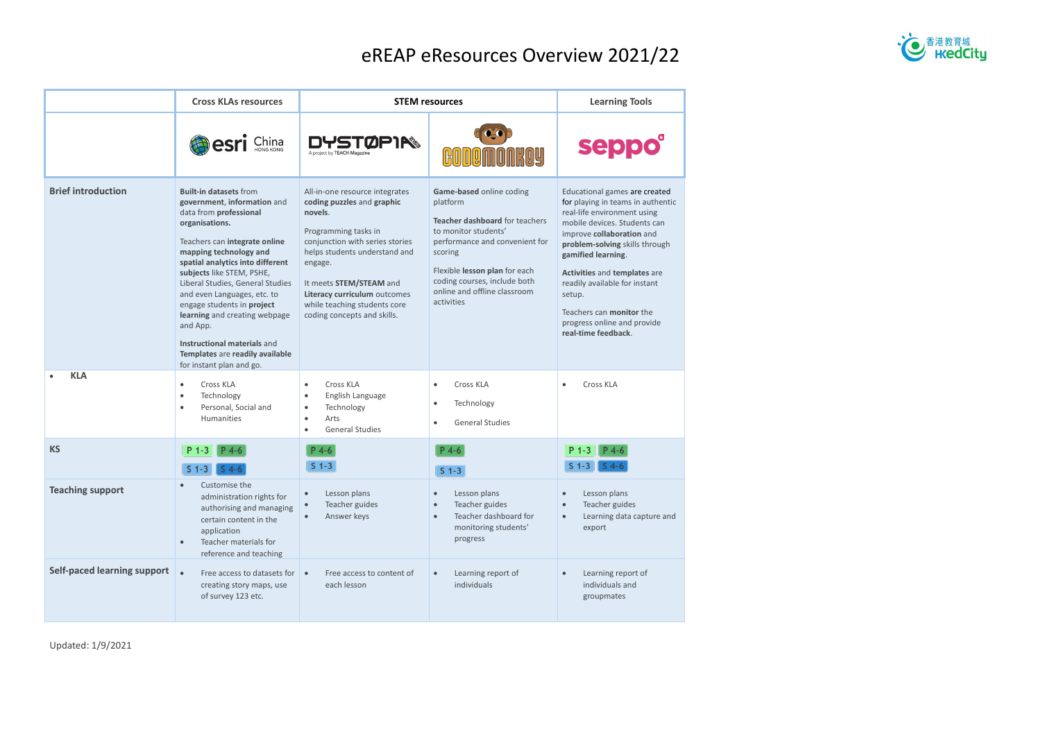# eREAP eResources Overview 2021/22

| | Cross KLAs resources | STEM resources | | Learning Tools |
|---|---|---|---|---|
| | esri China HONG KONG | DYSTOPIA A project by TEACH Magazine | CODEMONKEY | seppo |
| **Brief introduction** | **Built-in datasets** from **government**, **information** and data from **professional organisations.**<br><br>Teachers can **integrate online mapping technology and spatial analytics into different subjects** like STEM, PSHE, Liberal Studies, General Studies and even Languages, etc. to engage students in **project learning** and creating webpage and App.<br><br>**Instructional materials** and **Templates** are **readily available** for instant plan and go. | All-in-one resource integrates **coding puzzles** and **graphic novels**.<br><br>Programming tasks in conjunction with series stories helps students understand and engage.<br><br>It meets **STEM/STEAM** and **Literacy curriculum** outcomes while teaching students core coding concepts and skills. | **Game-based** online coding platform<br><br>**Teacher dashboard** for teachers to monitor students' performance and convenient for scoring<br><br>Flexible **lesson plan** for each coding courses, include both online and offline classroom activities | Educational games **are created for** playing in teams in authentic real-life environment using mobile devices. Students can improve **collaboration** and **problem-solving** skills through **gamified learning**.<br><br>**Activities** and **templates** are readily available for instant setup.<br><br>Teachers can **monitor** the progress online and provide **real-time feedback**. |
| • **KLA** | • Cross KLA<br>• Technology<br>• Personal, Social and Humanities | • Cross KLA<br>• English Language<br>• Technology<br>• Arts<br>• General Studies | • Cross KLA<br>• Technology<br>• General Studies | • Cross KLA |
| **KS** | P 1-3, P 4-6<br>S 1-3, S 4-6 | P 4-6<br>S 1-3 | P 4-6<br>S 1-3 | P 1-3, P 4-6<br>S 1-3, S 4-6 |
| **Teaching support** | • Customise the administration rights for authorising and managing certain content in the application<br>• Teacher materials for reference and teaching | • Lesson plans<br>• Teacher guides<br>• Answer keys | • Lesson plans<br>• Teacher guides<br>• Teacher dashboard for monitoring students' progress | • Lesson plans<br>• Teacher guides<br>• Learning data capture and export |
| **Self-paced learning support** | • Free access to datasets for creating story maps, use of survey 123 etc. | • Free access to content of each lesson | • Learning report of individuals | • Learning report of individuals and groupmates |

Updated: 1/9/2021